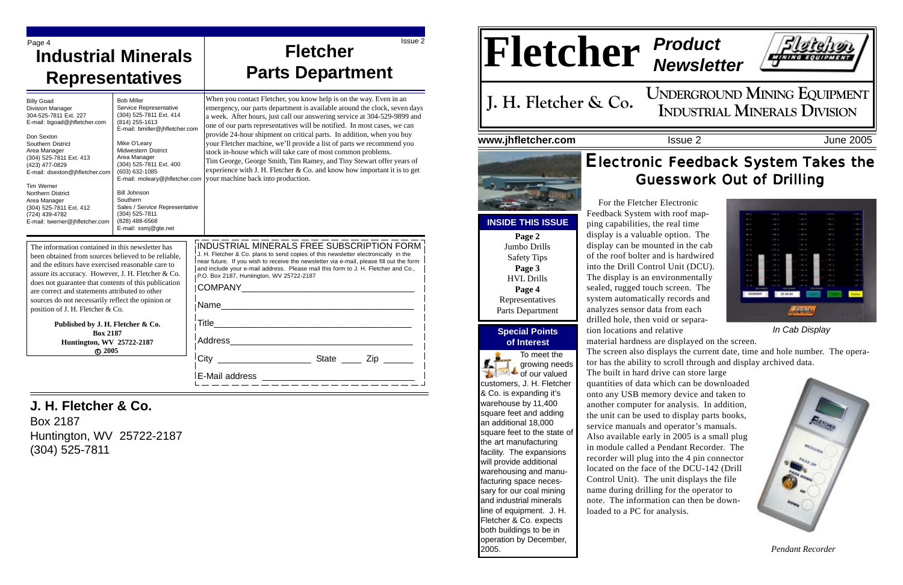# Industrial Minerals Representatives

Billy Goad
Division Manager
304-525-7811 Ext. 227
E-mail: bgoad@jhfletcher.com

Don Sexton
Southern District
Area Manager
(304) 525-7811 Ext. 413
(423) 477-0829
E-mail: dsexton@jhfletcher.com

Tim Werner
Northern District
Area Manager
(304) 525-7811 Ext. 412
(724) 439-4782
E-mail: twerner@jhfletcher.com

Bob Miller
Service Representative
(304) 525-7811 Ext. 414
(814) 255-1613
E-mail: bmiller@jhfletcher.com

Mike O'Leary
Midwestern District
Area Manager
(304) 525-7811 Ext. 400
(603) 632-1085
E-mail: moleary@jhfletcher.com

Bill Johnson
Southern
Sales / Service Representative
(304) 525-7811
(828) 488-6568
E-mail: ssmj@gte.net

# Fletcher Parts Department

When you contact Fletcher, you know help is on the way. Even in an emergency, our parts department is available around the clock, seven days a week. After hours, just call our answering service at 304-529-9899 and one of our parts representatives will be notified. In most cases, we can provide 24-hour shipment on critical parts. In addition, when you buy your Fletcher machine, we'll provide a list of parts we recommend you stock in-house which will take care of most common problems.
Tim George, George Smith, Tim Ramey, and Tiny Stewart offer years of experience with J. H. Fletcher & Co. and know how important it is to get your machine back into production.

The information contained in this newsletter has been obtained from sources believed to be reliable, and the editors have exercised reasonable care to assure its accuracy. However, J. H. Fletcher & Co. does not guarantee that contents of this publication are correct and statements attributed to other sources do not necessarily reflect the opinion or position of J. H. Fletcher & Co.

**Published by J. H. Fletcher & Co.**
**Box 2187**
**Huntington, WV 25722-2187**
**© 2005**

## INDUSTRIAL MINERALS FREE SUBSCRIPTION FORM

J. H. Fletcher & Co. plans to send copies of this newsletter electronically in the near future. If you wish to receive the newsletter via e-mail, please fill out the form and include your e-mail address. Please mail this form to J. H. Fletcher and Co., P.O. Box 2187, Huntington, WV 25722-2187

COMPANY___________________________________

Name______________________________________

Title_______________________________________

Address____________________________________

City __________________ State ____ Zip ______

E-Mail address ______________________________

## J. H. Fletcher & Co.

Box 2187
Huntington, WV 25722-2187
(304) 525-7811

# Fletcher *Product Newsletter*

**J. H. Fletcher & Co.** — UNDERGROUND MINING EQUIPMENT, INDUSTRIAL MINERALS DIVISION

www.jhfletcher.com — Issue 2 — June 2005

## INSIDE THIS ISSUE

**Page 2**
Jumbo Drills
Safety Tips
**Page 3**
HVL Drills
**Page 4**
Representatives
Parts Department

## Special Points of Interest

To meet the growing needs of our valued customers, J. H. Fletcher & Co. is expanding it's warehouse by 11,400 square feet and adding an additional 18,000 square feet to the state of the art manufacturing facility. The expansions will provide additional warehousing and manufacturing space necessary for our coal mining and industrial minerals line of equipment. J. H. Fletcher & Co. expects both buildings to be in operation by December, 2005.

# Electronic Feedback System Takes the Guesswork Out of Drilling

For the Fletcher Electronic Feedback System with roof mapping capabilities, the real time display is a valuable option. The display can be mounted in the cab of the roof bolter and is hardwired into the Drill Control Unit (DCU). The display is an environmentally sealed, rugged touch screen. The system automatically records and analyzes sensor data from each drilled hole, then void or separation locations and relative material hardness are displayed on the screen.

*In Cab Display*

The screen also displays the current date, time and hole number. The operator has the ability to scroll through and display archived data.

The built in hard drive can store large quantities of data which can be downloaded onto any USB memory device and taken to another computer for analysis. In addition, the unit can be used to display parts books, service manuals and operator's manuals. Also available early in 2005 is a small plug in module called a Pendant Recorder. The recorder will plug into the 4 pin connector located on the face of the DCU-142 (Drill Control Unit). The unit displays the file name during drilling for the operator to note. The information can then be downloaded to a PC for analysis.

*Pendant Recorder*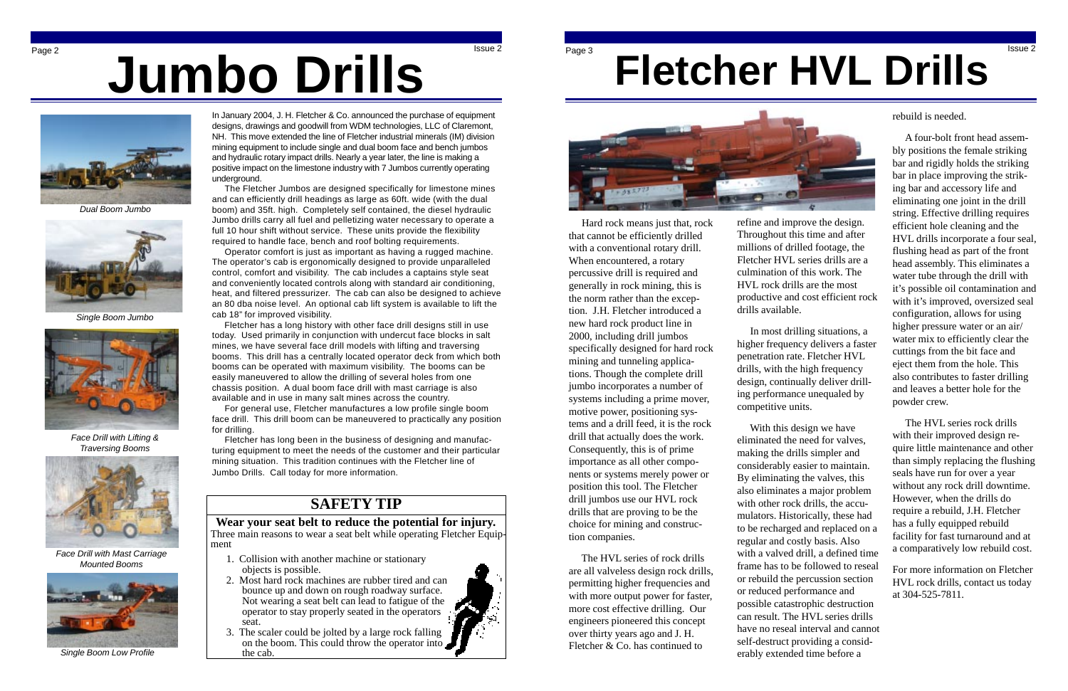# Jumbo Drills

Dual Boom Jumbo

Single Boom Jumbo

Face Drill with Lifting & Traversing Booms

Face Drill with Mast Carriage Mounted Booms

Single Boom Low Profile

In January 2004, J. H. Fletcher & Co. announced the purchase of equipment designs, drawings and goodwill from WDM technologies, LLC of Claremont, NH. This move extended the line of Fletcher industrial minerals (IM) division mining equipment to include single and dual boom face and bench jumbos and hydraulic rotary impact drills. Nearly a year later, the line is making a positive impact on the limestone industry with 7 Jumbos currently operating underground.

The Fletcher Jumbos are designed specifically for limestone mines and can efficiently drill headings as large as 60ft. wide (with the dual boom) and 35ft. high. Completely self contained, the diesel hydraulic Jumbo drills carry all fuel and pelletizing water necessary to operate a full 10 hour shift without service. These units provide the flexibility required to handle face, bench and roof bolting requirements.

Operator comfort is just as important as having a rugged machine. The operator's cab is ergonomically designed to provide unparalleled control, comfort and visibility. The cab includes a captains style seat and conveniently located controls along with standard air conditioning, heat, and filtered pressurizer. The cab can also be designed to achieve an 80 dba noise level. An optional cab lift system is available to lift the cab 18" for improved visibility.

Fletcher has a long history with other face drill designs still in use today. Used primarily in conjunction with undercut face blocks in salt mines, we have several face drill models with lifting and traversing booms. This drill has a centrally located operator deck from which both booms can be operated with maximum visibility. The booms can be easily maneuvered to allow the drilling of several holes from one chassis position. A dual boom face drill with mast carriage is also available and in use in many salt mines across the country.

For general use, Fletcher manufactures a low profile single boom face drill. This drill boom can be maneuvered to practically any position for drilling.

Fletcher has long been in the business of designing and manufacturing equipment to meet the needs of the customer and their particular mining situation. This tradition continues with the Fletcher line of Jumbo Drills. Call today for more information.

## SAFETY TIP

**Wear your seat belt to reduce the potential for injury.**

Three main reasons to wear a seat belt while operating Fletcher Equipment

1. Collision with another machine or stationary objects is possible.
2. Most hard rock machines are rubber tired and can bounce up and down on rough roadway surface. Not wearing a seat belt can lead to fatigue of the operator to stay properly seated in the operators seat.
3. The scaler could be jolted by a large rock falling on the boom. This could throw the operator into the cab.

# Fletcher HVL Drills

Hard rock means just that, rock that cannot be efficiently drilled with a conventional rotary drill. When encountered, a rotary percussive drill is required and generally in rock mining, this is the norm rather than the exception. J.H. Fletcher introduced a new hard rock product line in 2000, including drill jumbos specifically designed for hard rock mining and tunneling applications. Though the complete drill jumbo incorporates a number of systems including a prime mover, motive power, positioning systems and a drill feed, it is the rock drill that actually does the work. Consequently, this is of prime importance as all other components or systems merely power or position this tool. The Fletcher drill jumbos use our HVL rock drills that are proving to be the choice for mining and construction companies.

The HVL series of rock drills are all valveless design rock drills, permitting higher frequencies and with more output power for faster, more cost effective drilling. Our engineers pioneered this concept over thirty years ago and J. H. Fletcher & Co. has continued to refine and improve the design. Throughout this time and after millions of drilled footage, the Fletcher HVL series drills are a culmination of this work. The HVL rock drills are the most productive and cost efficient rock drills available.

In most drilling situations, a higher frequency delivers a faster penetration rate. Fletcher HVL drills, with the high frequency design, continually deliver drilling performance unequaled by competitive units.

With this design we have eliminated the need for valves, making the drills simpler and considerably easier to maintain. By eliminating the valves, this also eliminates a major problem with other rock drills, the accumulators. Historically, these had to be recharged and replaced on a regular and costly basis. Also with a valved drill, a defined time frame has to be followed to reseal or rebuild the percussion section or reduced performance and possible catastrophic destruction can result. The HVL series drills have no reseal interval and cannot self-destruct providing a considerably extended time before a rebuild is needed.

A four-bolt front head assembly positions the female striking bar and rigidly holds the striking bar in place improving the striking bar and accessory life and eliminating one joint in the drill string. Effective drilling requires efficient hole cleaning and the HVL drills incorporate a four seal, flushing head as part of the front head assembly. This eliminates a water tube through the drill with it's possible oil contamination and with it's improved, oversized seal configuration, allows for using higher pressure water or an air/water mix to efficiently clear the cuttings from the bit face and eject them from the hole. This also contributes to faster drilling and leaves a better hole for the powder crew.

The HVL series rock drills with their improved design require little maintenance and other than simply replacing the flushing seals have run for over a year without any rock drill downtime. However, when the drills do require a rebuild, J.H. Fletcher has a fully equipped rebuild facility for fast turnaround and at a comparatively low rebuild cost.

For more information on Fletcher HVL rock drills, contact us today at 304-525-7811.